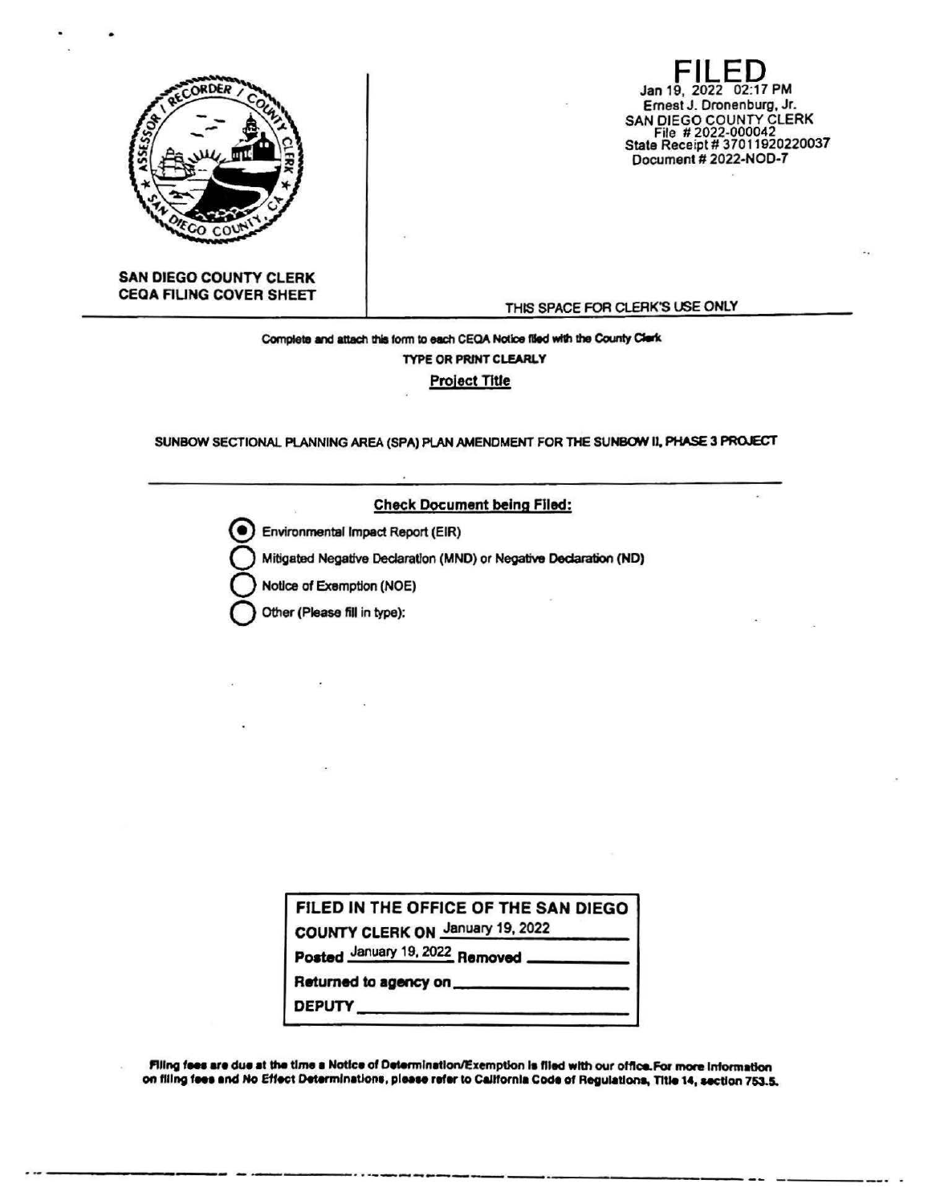**SAN DIEGO COUNTY CLERK**
**CEQA FILING COVER SHEET**

**FILED**
Jan 19, 2022 02:17 PM
Ernest J. Dronenburg, Jr.
SAN DIEGO COUNTY CLERK
File # 2022-000042
State Receipt # 37011920220037
Document # 2022-NOD-7

THIS SPACE FOR CLERK'S USE ONLY

**Complete and attach this form to each CEQA Notice filed with the County Clerk**

**TYPE OR PRINT CLEARLY**

**Project Title**

SUNBOW SECTIONAL PLANNING AREA (SPA) PLAN AMENDMENT FOR THE SUNBOW II, PHASE 3 PROJECT

**Check Document being Filed:**

- (●) Environmental Impact Report (EIR)
- ( ) Mitigated Negative Declaration (MND) or Negative Declaration (ND)
- ( ) Notice of Exemption (NOE)
- ( ) Other (Please fill in type):

**FILED IN THE OFFICE OF THE SAN DIEGO COUNTY CLERK ON** January 19, 2022
**Posted** January 19, 2022 **Removed** ____________
**Returned to agency on** ____________
**DEPUTY** ____________

**Filing fees are due at the time a Notice of Determination/Exemption is filed with our office. For more information on filing fees and No Effect Determinations, please refer to California Code of Regulations, Title 14, section 753.5.**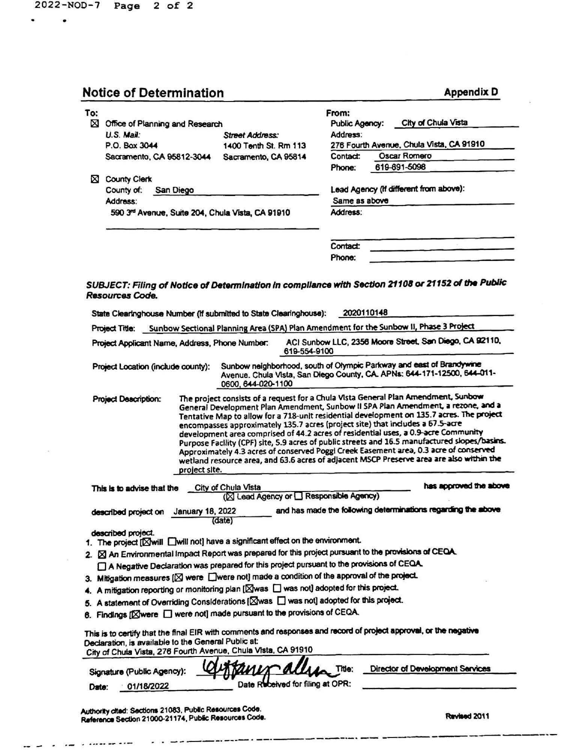## Notice of Determination

**Appendix D**

**To:**

☒ Office of Planning and Research
U.S. Mail: P.O. Box 3044, Sacramento, CA 95812-3044
Street Address: 1400 Tenth St. Rm 113, Sacramento, CA 95814

☒ County Clerk
County of: San Diego
Address: 590 3rd Avenue, Suite 204, Chula Vista, CA 91910

**From:**

Public Agency: City of Chula Vista
Address: 276 Fourth Avenue, Chula Vista, CA 91910
Contact: Oscar Romero
Phone: 619-691-5098

Lead Agency (if different from above): Same as above
Address:
Contact:
Phone:

***SUBJECT: Filing of Notice of Determination in compliance with Section 21108 or 21152 of the Public Resources Code.***

State Clearinghouse Number (if submitted to State Clearinghouse): 2020110148

Project Title: Sunbow Sectional Planning Area (SPA) Plan Amendment for the Sunbow II, Phase 3 Project

Project Applicant Name, Address, Phone Number: ACI Sunbow LLC, 2356 Moore Street, San Diego, CA 92110, 619-554-9100

Project Location (include county): Sunbow neighborhood, south of Olympic Parkway and east of Brandywine Avenue. Chula Vista, San Diego County, CA. APNs: 644-171-12500, 644-011-0600, 644-020-1100

Project Description: The project consists of a request for a Chula Vista General Plan Amendment, Sunbow General Development Plan Amendment, Sunbow II SPA Plan Amendment, a rezone, and a Tentative Map to allow for a 718-unit residential development on 135.7 acres. The project encompasses approximately 135.7 acres (project site) that includes a 67.5-acre development area comprised of 44.2 acres of residential uses, a 0.9-acre Community Purpose Facility (CPF) site, 5.9 acres of public streets and 16.5 manufactured slopes/basins. Approximately 4.3 acres of conserved Poggi Creek Easement area, 0.3 acre of conserved wetland resource area, and 63.6 acres of adjacent MSCP Preserve area are also within the project site.

This is to advise that the City of Chula Vista (☒ Lead Agency or ☐ Responsible Agency) has approved the above described project on January 18, 2022 (date) and has made the following determinations regarding the above described project.

1. The project [☒will ☐will not] have a significant effect on the environment.
2. ☒ An Environmental Impact Report was prepared for this project pursuant to the provisions of CEQA.
   ☐ A Negative Declaration was prepared for this project pursuant to the provisions of CEQA.
3. Mitigation measures [☒ were ☐were not] made a condition of the approval of the project.
4. A mitigation reporting or monitoring plan [☒was ☐ was not] adopted for this project.
5. A statement of Overriding Considerations [☒was ☐ was not] adopted for this project.
6. Findings [☒were ☐ were not] made pursuant to the provisions of CEQA.

This is to certify that the final EIR with comments and responses and record of project approval, or the negative Declaration, is available to the General Public at:
City of Chula Vista, 276 Fourth Avenue, Chula Vista, CA 91910

Signature (Public Agency): *Tiffany Allen* Title: Director of Development Services

Date: 01/18/2022 Date Received for filing at OPR:

Authority cited: Sections 21083, Public Resources Code.
Reference Section 21000-21174, Public Resources Code.

Revised 2011